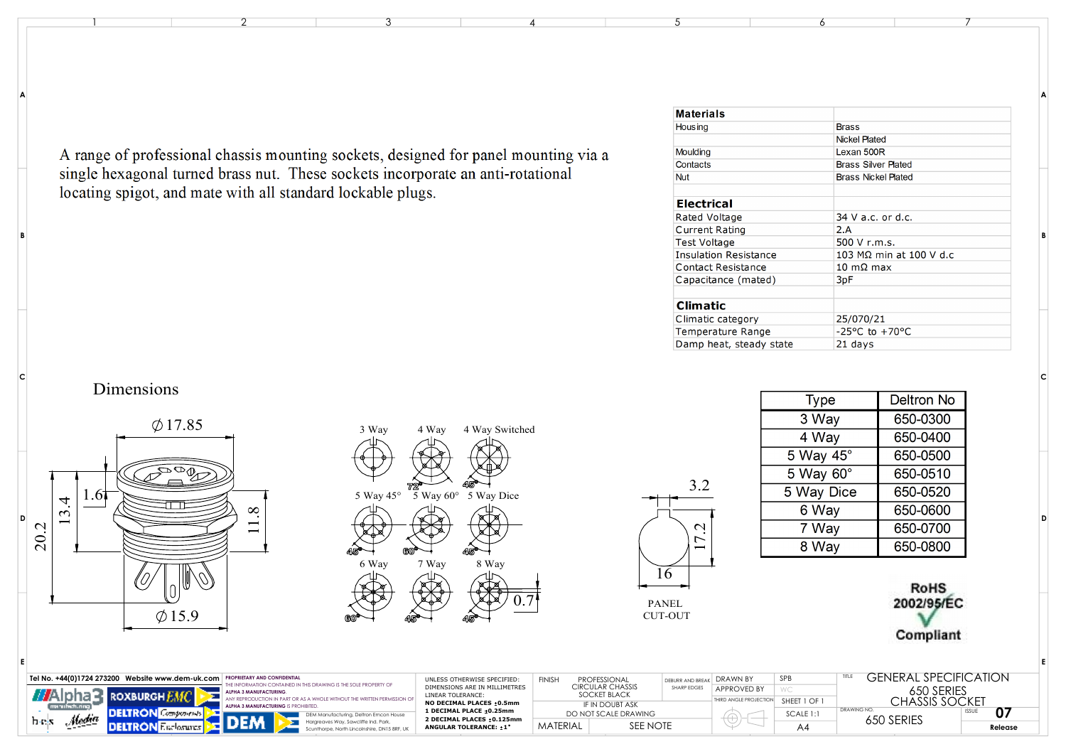A range of professional chassis mounting sockets, designed for panel mounting via a single hexagonal turned brass nut. These sockets incorporate an anti-rotational locating spigot, and mate with all standard lockable plugs.

| **Materials** | |
|---|---|
| Housing | Brass |
| | Nickel Plated |
| Moulding | Lexan 500R |
| Contacts | Brass Silver Plated |
| Nut | Brass Nickel Plated |

| **Electrical** | |
|---|---|
| Rated Voltage | 34 V a.c. or d.c. |
| Current Rating | 2.A |
| Test Voltage | 500 V r.m.s. |
| Insulation Resistance | 103 MΩ min at 100 V d.c |
| Contact Resistance | 10 mΩ max |
| Capacitance (mated) | 3pF |

| **Climatic** | |
|---|---|
| Climatic category | 25/070/21 |
| Temperature Range | -25°C to +70°C |
| Damp heat, steady state | 21 days |

## Dimensions

Ø17.85, 1.6, 13.4, 20.2, 11.8, Ø15.9

3 Way, 4 Way, 4 Way Switched, 5 Way 45°, 5 Way 60°, 5 Way Dice, 6 Way, 7 Way, 8 Way

72°, 45°, 45°, 60°, 45°, 60°, 45°, 45°, 0.7

3.2, 17.2, 16

PANEL CUT-OUT

| Type | Deltron No |
|---|---|
| 3 Way | 650-0300 |
| 4 Way | 650-0400 |
| 5 Way 45° | 650-0500 |
| 5 Way 60° | 650-0510 |
| 5 Way Dice | 650-0520 |
| 6 Way | 650-0600 |
| 7 Way | 650-0700 |
| 8 Way | 650-0800 |

RoHS 2002/95/EC Compliant

Tel No. +44(0)1724 273200 Website www.dem-uk.com

PROPRIETARY AND CONFIDENTIAL THE INFORMATION CONTAINED IN THIS DRAWING IS THE SOLE PROPERTY OF ALPHA 3 MANUFACTURING. ANY REPRODUCTION IN PART OR AS A WHOLE WITHOUT THE WRITTEN PERMISSION OF ALPHA 3 MANUFACTURING IS PROHIBITED.

DEM Manufacturing, Deltron Emcon House Hargreaves Way, Sawcliffe Ind. Park, Scunthorpe, North Lincolnshire, DN15 8RF, UK

UNLESS OTHERWISE SPECIFIED: DIMENSIONS ARE IN MILLIMETRES LINEAR TOLERANCE: NO DECIMAL PLACES ±0.5mm 1 DECIMAL PLACE ±0.25mm 2 DECIMAL PLACES ±0.125mm ANGULAR TOLERANCE: ±1°

FINISH: PROFESSIONAL CIRCULAR CHASSIS SOCKET BLACK

IF IN DOUBT ASK DO NOT SCALE DRAWING

MATERIAL: SEE NOTE

DEBURR AND BREAK SHARP EDGES

DRAWN BY: SPB | APPROVED BY: WC | THIRD ANGLE PROJECTION | SHEET 1 OF 1 | SCALE 1:1 | A4

TITLE: GENERAL SPECIFICATION 650 SERIES CHASSIS SOCKET

DRAWING NO. 650 SERIES | ISSUE 07 | Release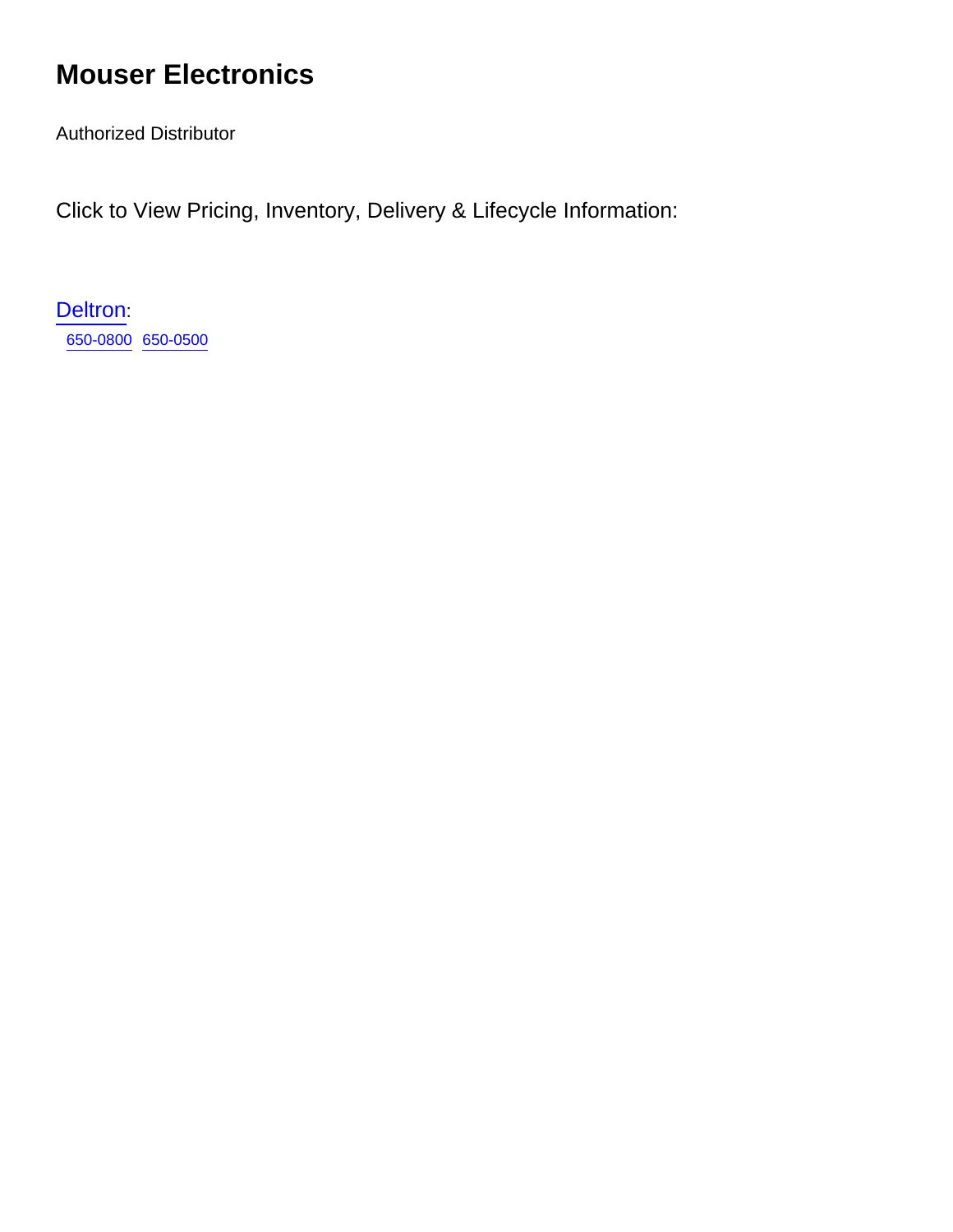# Mouser Electronics

Authorized Distributor

Click to View Pricing, Inventory, Delivery & Lifecycle Information:

Deltron:

650-0800 650-0500